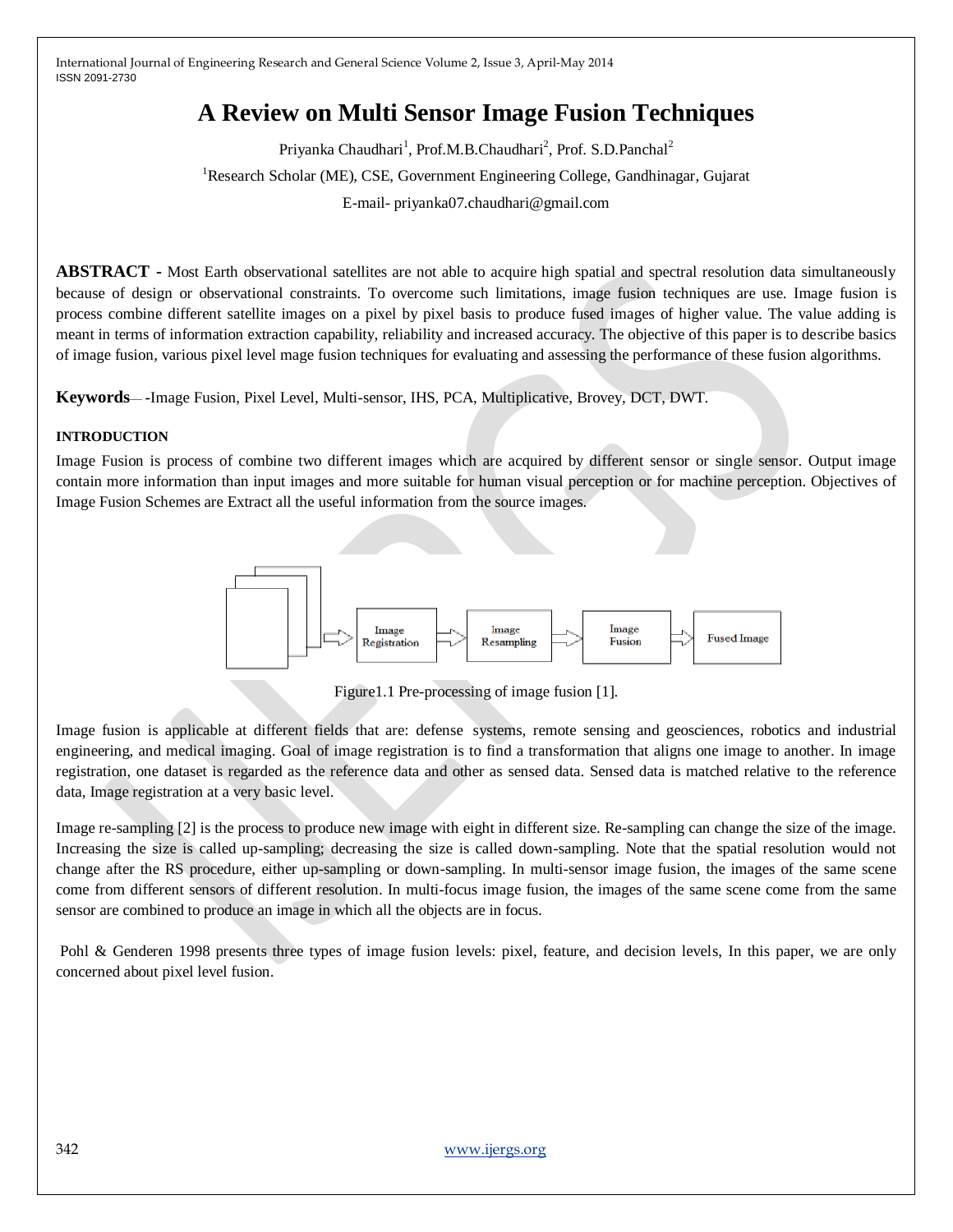# A Review on Multi Sensor Image Fusion Techniques

Priyanka Chaudhari[1], Prof.M.B.Chaudhari[2], Prof. S.D.Panchal[2]

[1]Research Scholar (ME), CSE, Government Engineering College, Gandhinagar, Gujarat

E-mail- priyanka07.chaudhari@gmail.com

**ABSTRACT -** Most Earth observational satellites are not able to acquire high spatial and spectral resolution data simultaneously because of design or observational constraints. To overcome such limitations, image fusion techniques are use. Image fusion is process combine different satellite images on a pixel by pixel basis to produce fused images of higher value. The value adding is meant in terms of information extraction capability, reliability and increased accuracy. The objective of this paper is to describe basics of image fusion, various pixel level mage fusion techniques for evaluating and assessing the performance of these fusion algorithms.

**Keywords**— -Image Fusion, Pixel Level, Multi-sensor, IHS, PCA, Multiplicative, Brovey, DCT, DWT.

#### INTRODUCTION

Image Fusion is process of combine two different images which are acquired by different sensor or single sensor. Output image contain more information than input images and more suitable for human visual perception or for machine perception. Objectives of Image Fusion Schemes are Extract all the useful information from the source images.

Image Registration → Image Resampling → Image Fusion → Fused Image

Figure1.1 Pre-processing of image fusion [1].

Image fusion is applicable at different fields that are: defense systems, remote sensing and geosciences, robotics and industrial engineering, and medical imaging. Goal of image registration is to find a transformation that aligns one image to another. In image registration, one dataset is regarded as the reference data and other as sensed data. Sensed data is matched relative to the reference data, Image registration at a very basic level.

Image re-sampling [2] is the process to produce new image with eight in different size. Re-sampling can change the size of the image. Increasing the size is called up-sampling; decreasing the size is called down-sampling. Note that the spatial resolution would not change after the RS procedure, either up-sampling or down-sampling. In multi-sensor image fusion, the images of the same scene come from different sensors of different resolution. In multi-focus image fusion, the images of the same scene come from the same sensor are combined to produce an image in which all the objects are in focus.

Pohl & Genderen 1998 presents three types of image fusion levels: pixel, feature, and decision levels, In this paper, we are only concerned about pixel level fusion.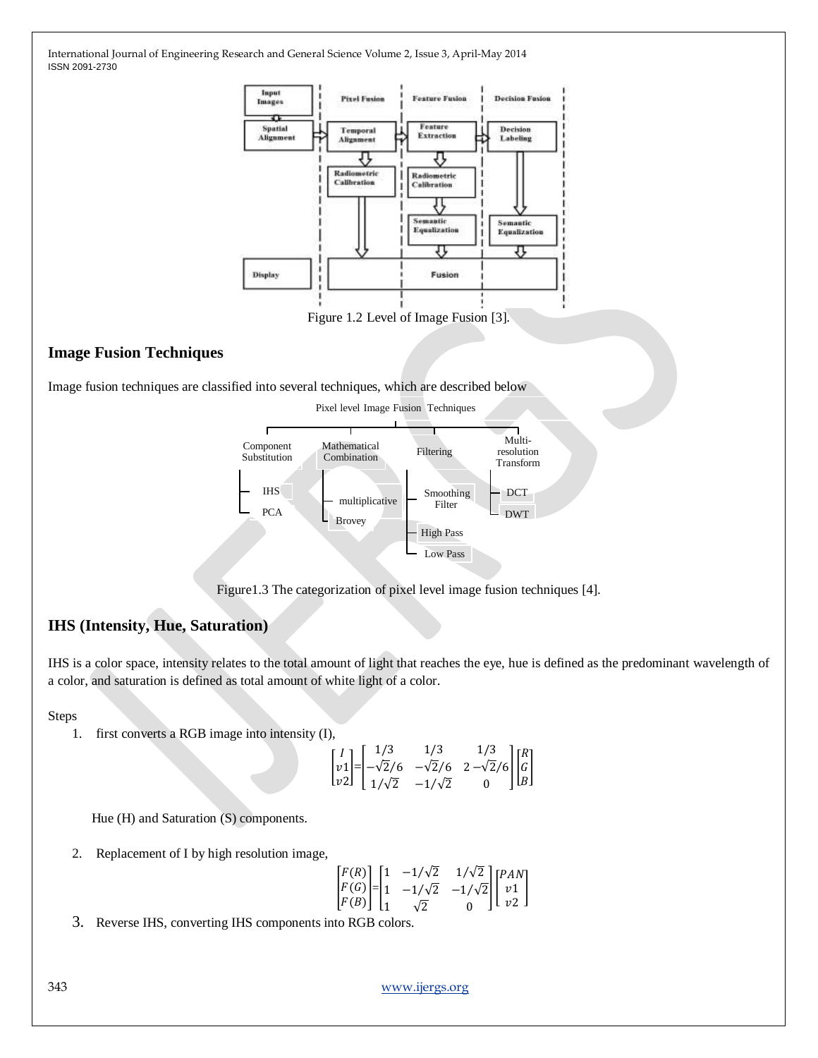Figure 1.2 Level of Image Fusion [3].

## Image Fusion Techniques

Image fusion techniques are classified into several techniques, which are described below

Figure1.3 The categorization of pixel level image fusion techniques [4].

## IHS (Intensity, Hue, Saturation)

IHS is a color space, intensity relates to the total amount of light that reaches the eye, hue is defined as the predominant wavelength of a color, and saturation is defined as total amount of white light of a color.

Steps

1. first converts a RGB image into intensity (I),

$$\begin{bmatrix} I \\ v1 \\ v2 \end{bmatrix} = \begin{bmatrix} 1/3 & 1/3 & 1/3 \\ -\sqrt{2}/6 & -\sqrt{2}/6 & 2-\sqrt{2}/6 \\ 1/\sqrt{2} & -1/\sqrt{2} & 0 \end{bmatrix} \begin{bmatrix} R \\ G \\ B \end{bmatrix}$$

   Hue (H) and Saturation (S) components.

2. Replacement of I by high resolution image,

$$\begin{bmatrix} F(R) \\ F(G) \\ F(B) \end{bmatrix} = \begin{bmatrix} 1 & -1/\sqrt{2} & 1/\sqrt{2} \\ 1 & -1/\sqrt{2} & -1/\sqrt{2} \\ 1 & \sqrt{2} & 0 \end{bmatrix} \begin{bmatrix} PAN \\ v1 \\ v2 \end{bmatrix}$$

3. Reverse IHS, converting IHS components into RGB colors.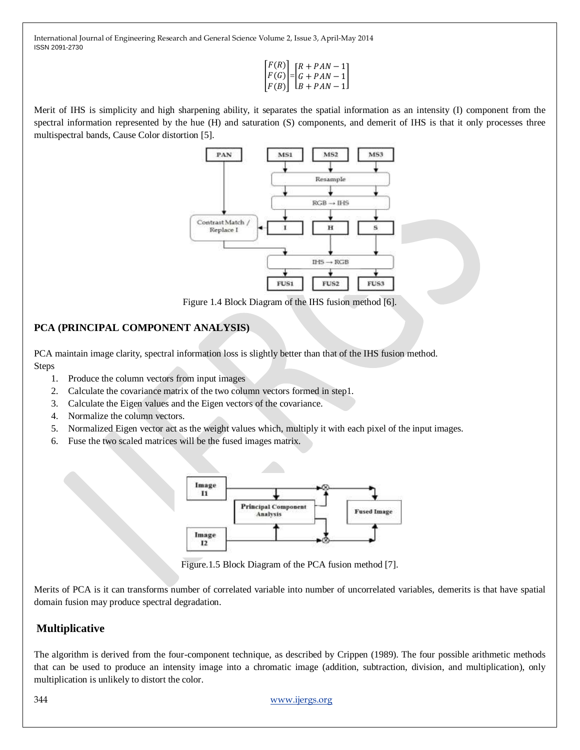$$\begin{bmatrix} F(R) \\ F(G) \\ F(B) \end{bmatrix} = \begin{bmatrix} R + PAN - 1 \\ G + PAN - 1 \\ B + PAN - 1 \end{bmatrix}$$

Merit of IHS is simplicity and high sharpening ability, it separates the spatial information as an intensity (I) component from the spectral information represented by the hue (H) and saturation (S) components, and demerit of IHS is that it only processes three multispectral bands, Cause Color distortion [5].

Figure 1.4 Block Diagram of the IHS fusion method [6].

## PCA (PRINCIPAL COMPONENT ANALYSIS)

PCA maintain image clarity, spectral information loss is slightly better than that of the IHS fusion method.

Steps

1. Produce the column vectors from input images
2. Calculate the covariance matrix of the two column vectors formed in step1.
3. Calculate the Eigen values and the Eigen vectors of the covariance.
4. Normalize the column vectors.
5. Normalized Eigen vector act as the weight values which, multiply it with each pixel of the input images.
6. Fuse the two scaled matrices will be the fused images matrix.

Figure.1.5 Block Diagram of the PCA fusion method [7].

Merits of PCA is it can transforms number of correlated variable into number of uncorrelated variables, demerits is that have spatial domain fusion may produce spectral degradation.

## Multiplicative

The algorithm is derived from the four-component technique, as described by Crippen (1989). The four possible arithmetic methods that can be used to produce an intensity image into a chromatic image (addition, subtraction, division, and multiplication), only multiplication is unlikely to distort the color.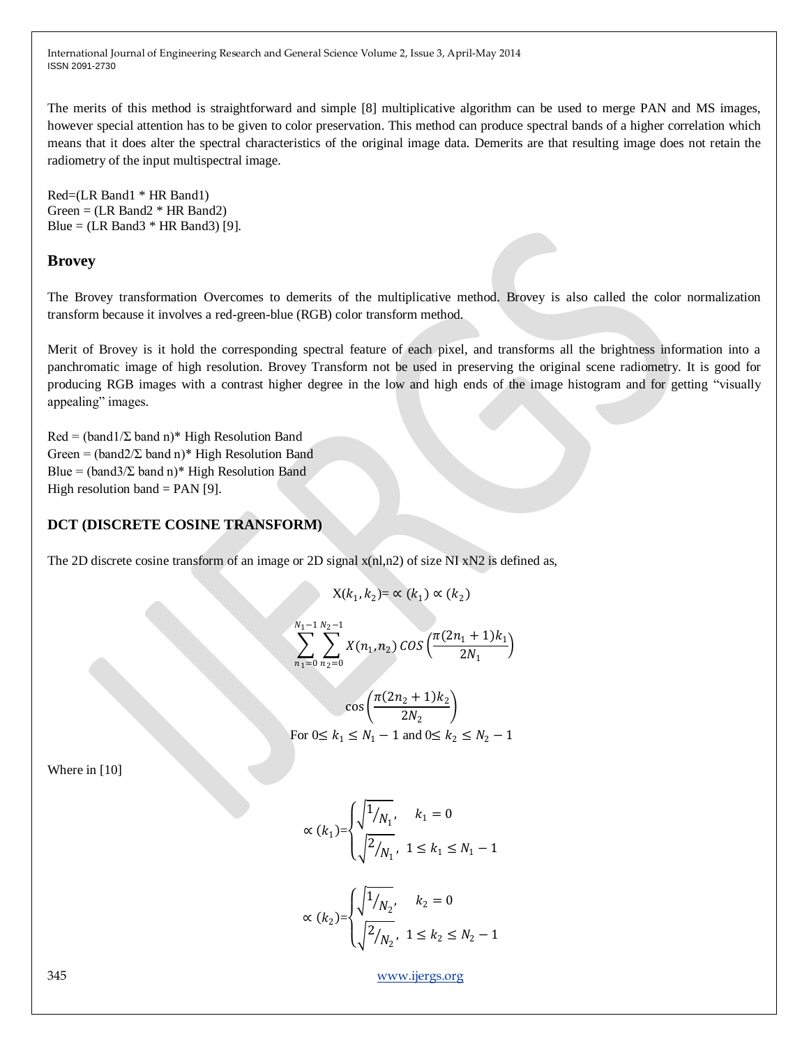The merits of this method is straightforward and simple [8] multiplicative algorithm can be used to merge PAN and MS images, however special attention has to be given to color preservation. This method can produce spectral bands of a higher correlation which means that it does alter the spectral characteristics of the original image data. Demerits are that resulting image does not retain the radiometry of the input multispectral image.

Red=(LR Band1 * HR Band1)
Green = (LR Band2 * HR Band2)
Blue = (LR Band3 * HR Band3) [9].

## Brovey

The Brovey transformation Overcomes to demerits of the multiplicative method. Brovey is also called the color normalization transform because it involves a red-green-blue (RGB) color transform method.

Merit of Brovey is it hold the corresponding spectral feature of each pixel, and transforms all the brightness information into a panchromatic image of high resolution. Brovey Transform not be used in preserving the original scene radiometry. It is good for producing RGB images with a contrast higher degree in the low and high ends of the image histogram and for getting "visually appealing" images.

Red = (band1/Σ band n)* High Resolution Band
Green = (band2/Σ band n)* High Resolution Band
Blue = (band3/Σ band n)* High Resolution Band
High resolution band = PAN [9].

## DCT (DISCRETE COSINE TRANSFORM)

The 2D discrete cosine transform of an image or 2D signal x(nl,n2) of size NI xN2 is defined as,

$$X(k_1, k_2) = \propto (k_1) \propto (k_2)$$

$$\sum_{n_1=0}^{N_1-1} \sum_{n_2=0}^{N_2-1} X(n_1, n_2)\, COS\left(\frac{\pi(2n_1+1)k_1}{2N_1}\right)$$

$$\cos\left(\frac{\pi(2n_2+1)k_2}{2N_2}\right)$$

For $0 \leq k_1 \leq N_1 - 1$ and $0 \leq k_2 \leq N_2 - 1$

Where in [10]

$$\propto (k_1) = \begin{cases} \sqrt{1/_{N_1}}, & k_1 = 0 \\ \sqrt{2/_{N_1}}, & 1 \leq k_1 \leq N_1 - 1 \end{cases}$$

$$\propto (k_2) = \begin{cases} \sqrt{1/_{N_2}}, & k_2 = 0 \\ \sqrt{2/_{N_2}}, & 1 \leq k_2 \leq N_2 - 1 \end{cases}$$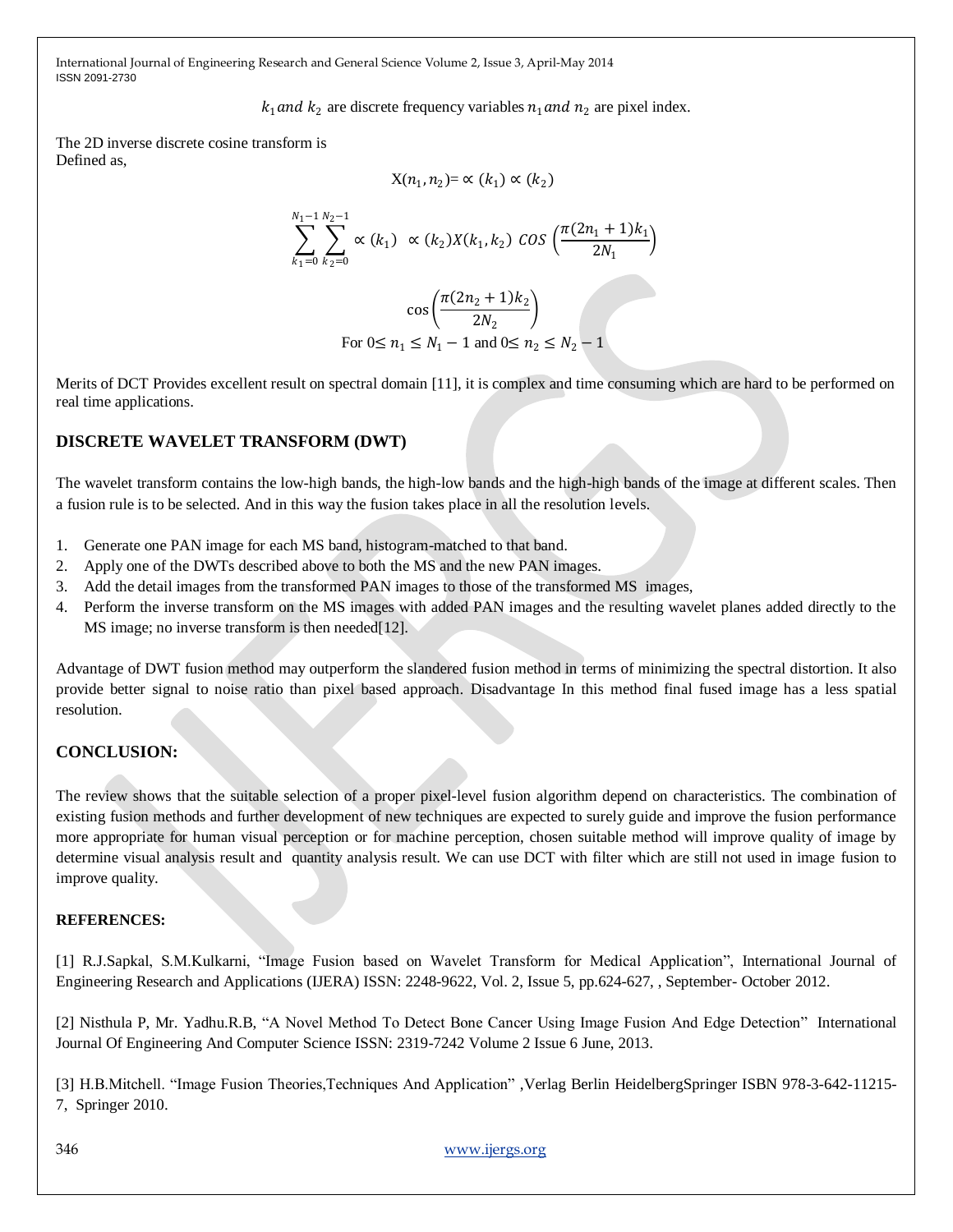$k_1$ *and* $k_2$ are discrete frequency variables $n_1$ *and* $n_2$ are pixel index.

The 2D inverse discrete cosine transform is
Defined as,

$$X(n_1, n_2) = \propto (k_1) \propto (k_2)$$

$$\sum_{k_1=0}^{N_1-1} \sum_{k_2=0}^{N_2-1} \propto (k_1) \ \propto (k_2) X(k_1, k_2) \ COS \left( \frac{\pi(2n_1+1)k_1}{2N_1} \right)$$

$$\cos\left( \frac{\pi(2n_2+1)k_2}{2N_2} \right)$$

$$\text{For } 0 \leq n_1 \leq N_1 - 1 \text{ and } 0 \leq n_2 \leq N_2 - 1$$

Merits of DCT Provides excellent result on spectral domain [11], it is complex and time consuming which are hard to be performed on real time applications.

## DISCRETE WAVELET TRANSFORM (DWT)

The wavelet transform contains the low-high bands, the high-low bands and the high-high bands of the image at different scales. Then a fusion rule is to be selected. And in this way the fusion takes place in all the resolution levels.

1. Generate one PAN image for each MS band, histogram-matched to that band.
2. Apply one of the DWTs described above to both the MS and the new PAN images.
3. Add the detail images from the transformed PAN images to those of the transformed MS images,
4. Perform the inverse transform on the MS images with added PAN images and the resulting wavelet planes added directly to the MS image; no inverse transform is then needed[12].

Advantage of DWT fusion method may outperform the slandered fusion method in terms of minimizing the spectral distortion. It also provide better signal to noise ratio than pixel based approach. Disadvantage In this method final fused image has a less spatial resolution.

## CONCLUSION:

The review shows that the suitable selection of a proper pixel-level fusion algorithm depend on characteristics. The combination of existing fusion methods and further development of new techniques are expected to surely guide and improve the fusion performance more appropriate for human visual perception or for machine perception, chosen suitable method will improve quality of image by determine visual analysis result and quantity analysis result. We can use DCT with filter which are still not used in image fusion to improve quality.

## REFERENCES:

[1] R.J.Sapkal, S.M.Kulkarni, "Image Fusion based on Wavelet Transform for Medical Application", International Journal of Engineering Research and Applications (IJERA) ISSN: 2248-9622, Vol. 2, Issue 5, pp.624-627, , September- October 2012.

[2] Nisthula P, Mr. Yadhu.R.B, "A Novel Method To Detect Bone Cancer Using Image Fusion And Edge Detection" International Journal Of Engineering And Computer Science ISSN: 2319-7242 Volume 2 Issue 6 June, 2013.

[3] H.B.Mitchell. "Image Fusion Theories,Techniques And Application" ,Verlag Berlin HeidelbergSpringer ISBN 978-3-642-11215-7, Springer 2010.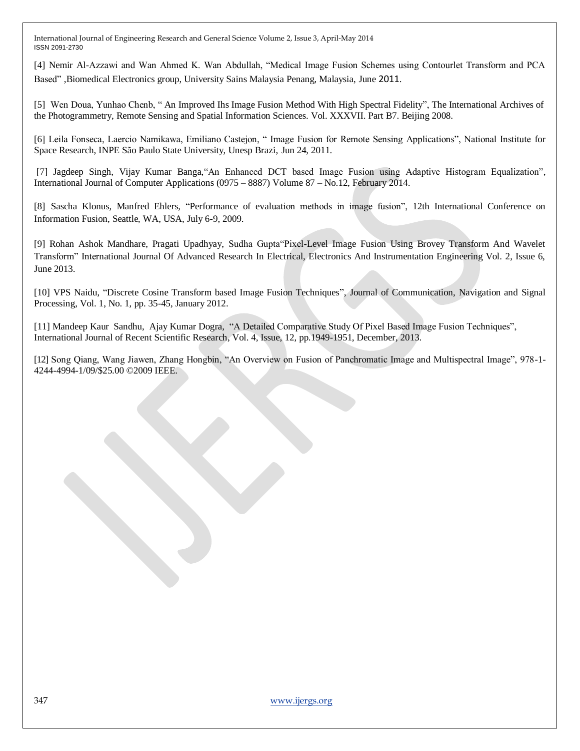[4] Nemir Al-Azzawi and Wan Ahmed K. Wan Abdullah, "Medical Image Fusion Schemes using Contourlet Transform and PCA Based" ,Biomedical Electronics group, University Sains Malaysia Penang, Malaysia, June 2011.

[5] Wen Doua, Yunhao Chenb, " An Improved Ihs Image Fusion Method With High Spectral Fidelity", The International Archives of the Photogrammetry, Remote Sensing and Spatial Information Sciences. Vol. XXXVII. Part B7. Beijing 2008.

[6] Leila Fonseca, Laercio Namikawa, Emiliano Castejon, " Image Fusion for Remote Sensing Applications", National Institute for Space Research, INPE São Paulo State University, Unesp Brazi, Jun 24, 2011.

[7] Jagdeep Singh, Vijay Kumar Banga,"An Enhanced DCT based Image Fusion using Adaptive Histogram Equalization", International Journal of Computer Applications (0975 – 8887) Volume 87 – No.12, February 2014.

[8] Sascha Klonus, Manfred Ehlers, "Performance of evaluation methods in image fusion", 12th International Conference on Information Fusion, Seattle, WA, USA, July 6-9, 2009.

[9] Rohan Ashok Mandhare, Pragati Upadhyay, Sudha Gupta"Pixel-Level Image Fusion Using Brovey Transform And Wavelet Transform" International Journal Of Advanced Research In Electrical, Electronics And Instrumentation Engineering Vol. 2, Issue 6, June 2013.

[10] VPS Naidu, "Discrete Cosine Transform based Image Fusion Techniques", Journal of Communication, Navigation and Signal Processing, Vol. 1, No. 1, pp. 35-45, January 2012.

[11] Mandeep Kaur Sandhu, Ajay Kumar Dogra, "A Detailed Comparative Study Of Pixel Based Image Fusion Techniques", International Journal of Recent Scientific Research, Vol. 4, Issue, 12, pp.1949-1951, December, 2013.

[12] Song Qiang, Wang Jiawen, Zhang Hongbin, "An Overview on Fusion of Panchromatic Image and Multispectral Image", 978-1-4244-4994-1/09/$25.00 ©2009 IEEE.